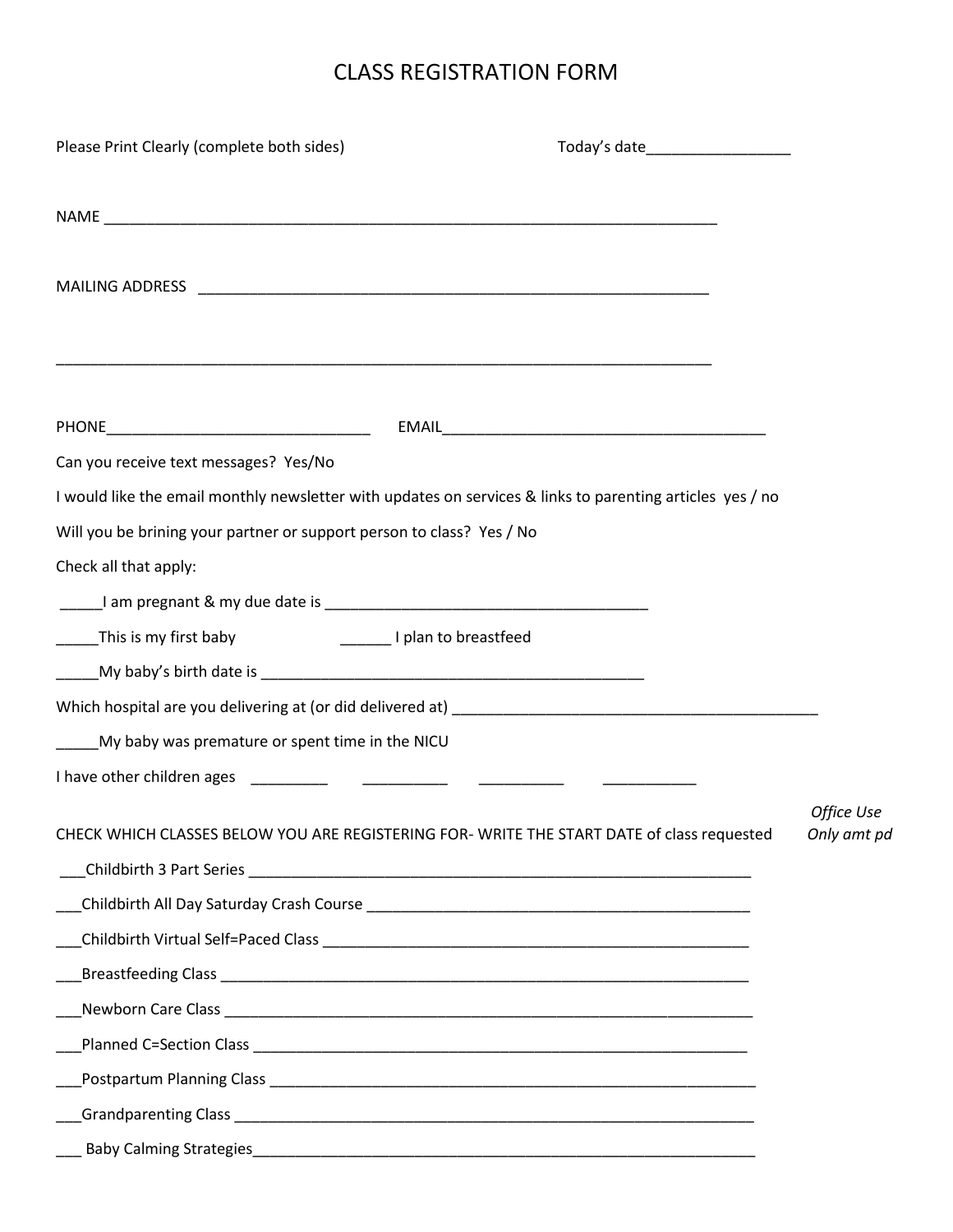# CLASS REGISTRATION FORM

Please Print Clearly (complete both sides) Today's date_________________

NAME ___________________________________________________________________________

MAILING ADDRESS _____________________________________________________________

_______________________________________________________________________________

PHONE_______________________________ EMAIL_______________________________________

Can you receive text messages? Yes/No

I would like the email monthly newsletter with updates on services & links to parenting articles yes / no

Will you be brining your partner or support person to class? Yes / No

Check all that apply:

_____I am pregnant & my due date is _______________________________________

_____This is my first baby ______ I plan to breastfeed

_____My baby's birth date is _______________________________________________

Which hospital are you delivering at (or did delivered at) ___________________________________________

_____My baby was premature or spent time in the NICU

I have other children ages _________ __________ __________ ___________

CHECK WHICH CLASSES BELOW YOU ARE REGISTERING FOR- WRITE THE START DATE of class requested *Office Use Only amt pd*

___Childbirth 3 Part Series ______________________________________________________________

___Childbirth All Day Saturday Crash Course _______________________________________________

___Childbirth Virtual Self=Paced Class ____________________________________________________

___Breastfeeding Class ___________________________________________________________________

___Newborn Care Class ___________________________________________________________________

___Planned C=Section Class _______________________________________________________________

___Postpartum Planning Class _____________________________________________________________

___Grandparenting Class __________________________________________________________________

___ Baby Calming Strategies_______________________________________________________________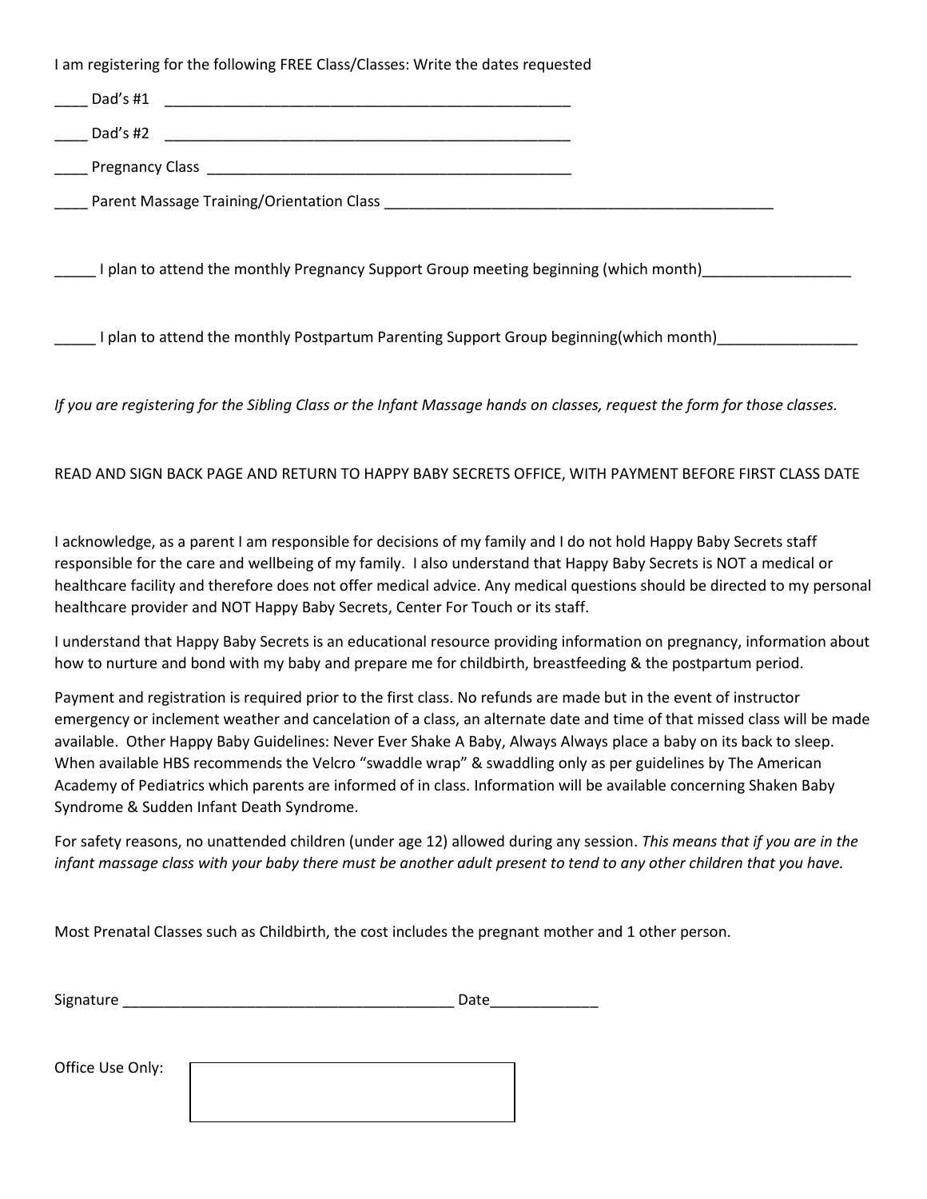I am registering for the following FREE Class/Classes: Write the dates requested

____ Dad's #1 ____________________________________________________

____ Dad's #2 ____________________________________________________

____ Pregnancy Class _____________________________________________

____ Parent Massage Training/Orientation Class _________________________________________________

_____ I plan to attend the monthly Pregnancy Support Group meeting beginning (which month)__________________

_____ I plan to attend the monthly Postpartum Parenting Support Group beginning(which month)_________________

*If you are registering for the Sibling Class or the Infant Massage hands on classes, request the form for those classes.*

READ AND SIGN BACK PAGE AND RETURN TO HAPPY BABY SECRETS OFFICE, WITH PAYMENT BEFORE FIRST CLASS DATE

I acknowledge, as a parent I am responsible for decisions of my family and I do not hold Happy Baby Secrets staff responsible for the care and wellbeing of my family. I also understand that Happy Baby Secrets is NOT a medical or healthcare facility and therefore does not offer medical advice. Any medical questions should be directed to my personal healthcare provider and NOT Happy Baby Secrets, Center For Touch or its staff.

I understand that Happy Baby Secrets is an educational resource providing information on pregnancy, information about how to nurture and bond with my baby and prepare me for childbirth, breastfeeding & the postpartum period.

Payment and registration is required prior to the first class. No refunds are made but in the event of instructor emergency or inclement weather and cancelation of a class, an alternate date and time of that missed class will be made available. Other Happy Baby Guidelines: Never Ever Shake A Baby, Always Always place a baby on its back to sleep. When available HBS recommends the Velcro "swaddle wrap" & swaddling only as per guidelines by The American Academy of Pediatrics which parents are informed of in class. Information will be available concerning Shaken Baby Syndrome & Sudden Infant Death Syndrome.

For safety reasons, no unattended children (under age 12) allowed during any session. *This means that if you are in the infant massage class with your baby there must be another adult present to tend to any other children that you have.*

Most Prenatal Classes such as Childbirth, the cost includes the pregnant mother and 1 other person.

Signature _________________________________________ Date_____________

Office Use Only: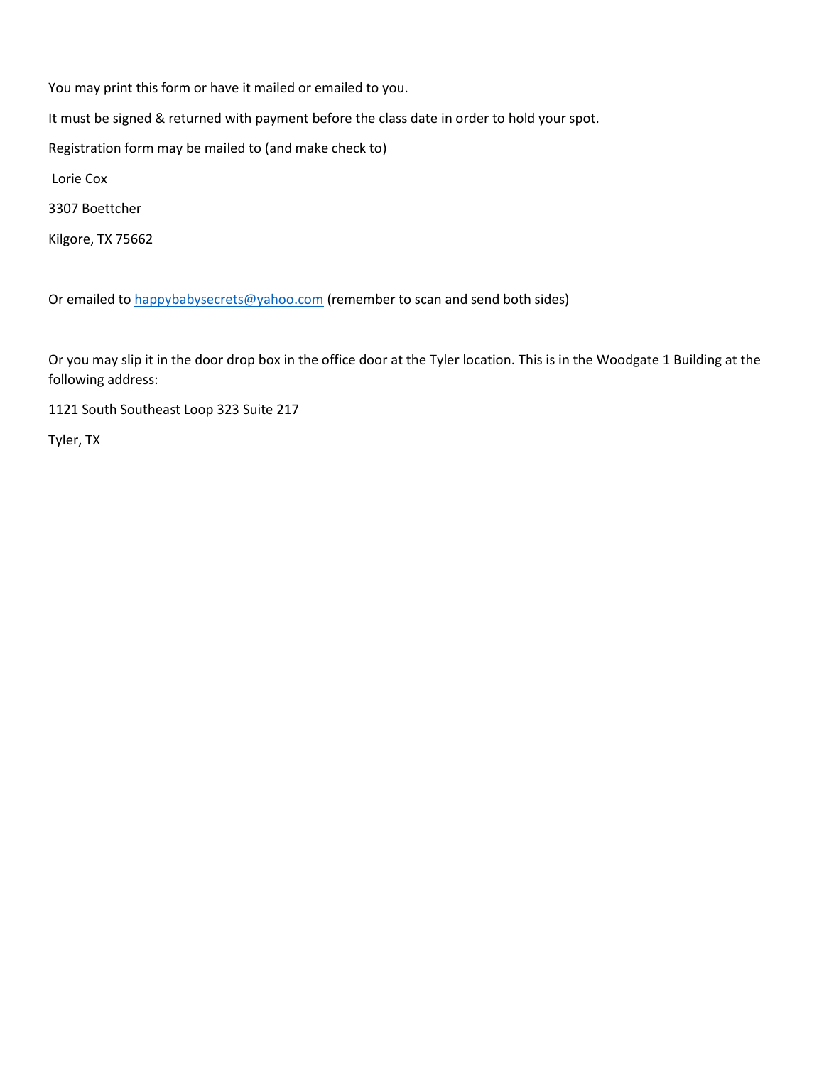You may print this form or have it mailed or emailed to you.

It must be signed & returned with payment before the class date in order to hold your spot.

Registration form may be mailed to (and make check to)

Lorie Cox

3307 Boettcher

Kilgore, TX 75662

Or emailed to happybabysecrets@yahoo.com (remember to scan and send both sides)

Or you may slip it in the door drop box in the office door at the Tyler location. This is in the Woodgate 1 Building at the following address:

1121 South Southeast Loop 323 Suite 217

Tyler, TX